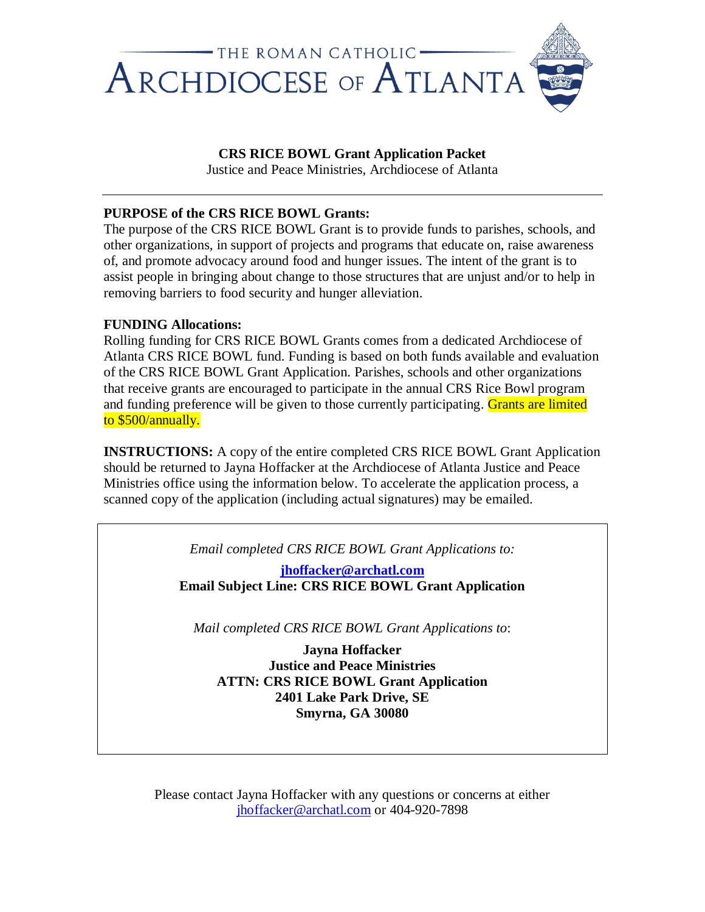THE ROMAN CATHOLIC
# ARCHDIOCESE OF ATLANTA

## CRS RICE BOWL Grant Application Packet

Justice and Peace Ministries, Archdiocese of Atlanta

---

**PURPOSE of the CRS RICE BOWL Grants:**
The purpose of the CRS RICE BOWL Grant is to provide funds to parishes, schools, and other organizations, in support of projects and programs that educate on, raise awareness of, and promote advocacy around food and hunger issues. The intent of the grant is to assist people in bringing about change to those structures that are unjust and/or to help in removing barriers to food security and hunger alleviation.

**FUNDING Allocations:**
Rolling funding for CRS RICE BOWL Grants comes from a dedicated Archdiocese of Atlanta CRS RICE BOWL fund. Funding is based on both funds available and evaluation of the CRS RICE BOWL Grant Application. Parishes, schools and other organizations that receive grants are encouraged to participate in the annual CRS Rice Bowl program and funding preference will be given to those currently participating. Grants are limited to $500/annually.

**INSTRUCTIONS:** A copy of the entire completed CRS RICE BOWL Grant Application should be returned to Jayna Hoffacker at the Archdiocese of Atlanta Justice and Peace Ministries office using the information below. To accelerate the application process, a scanned copy of the application (including actual signatures) may be emailed.

*Email completed CRS RICE BOWL Grant Applications to:*

**jhoffacker@archatl.com**
**Email Subject Line: CRS RICE BOWL Grant Application**

*Mail completed CRS RICE BOWL Grant Applications to*:

**Jayna Hoffacker**
**Justice and Peace Ministries**
**ATTN: CRS RICE BOWL Grant Application**
**2401 Lake Park Drive, SE**
**Smyrna, GA 30080**

Please contact Jayna Hoffacker with any questions or concerns at either jhoffacker@archatl.com or 404-920-7898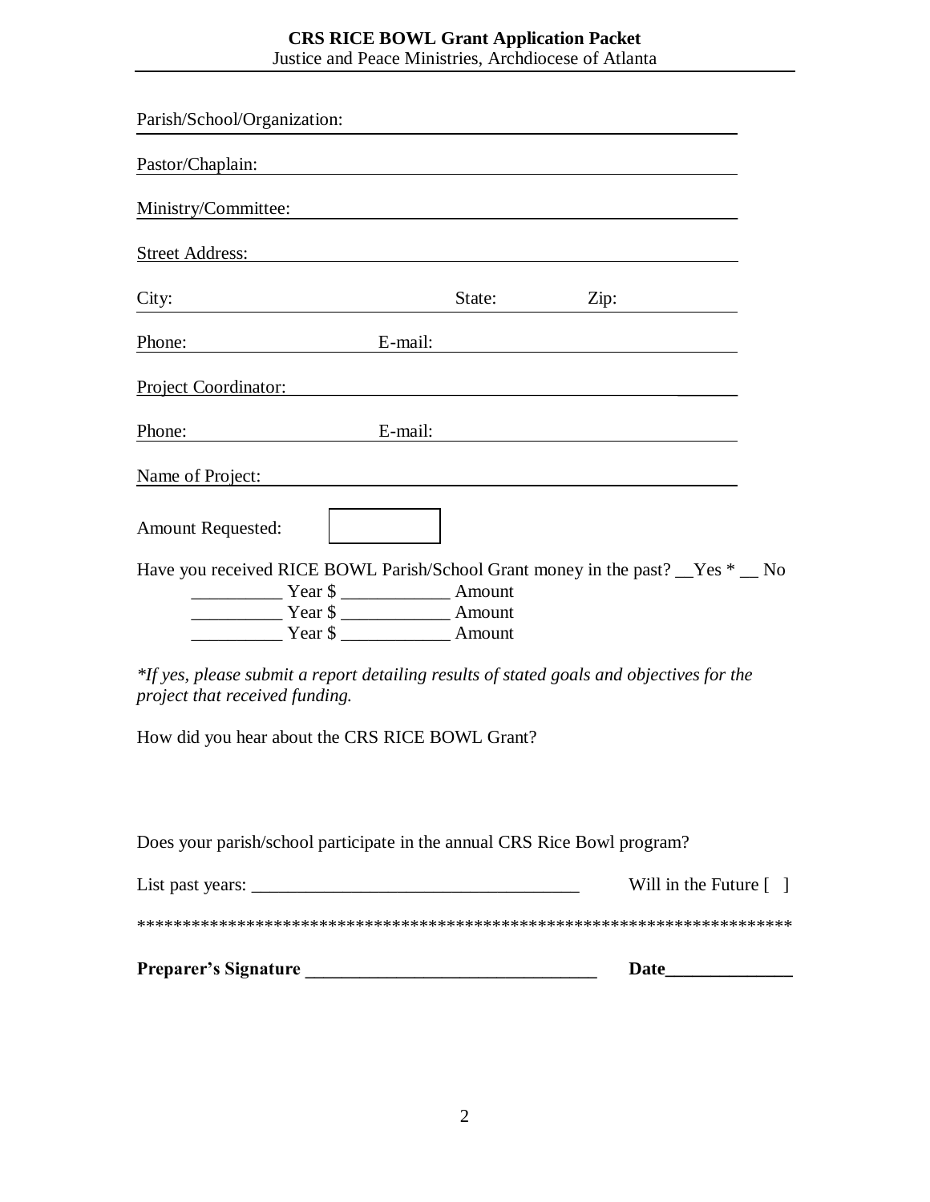**CRS RICE BOWL Grant Application Packet**
Justice and Peace Ministries, Archdiocese of Atlanta

Parish/School/Organization:

Pastor/Chaplain:

Ministry/Committee:

Street Address:

City: State: Zip:

Phone: E-mail:

Project Coordinator:

Phone: E-mail:

Name of Project:

Amount Requested:

Have you received RICE BOWL Parish/School Grant money in the past? __Yes * __ No

__________ Year $ ____________ Amount
__________ Year $ ____________ Amount
__________ Year $ ____________ Amount

*\*If yes, please submit a report detailing results of stated goals and objectives for the project that received funding.*

How did you hear about the CRS RICE BOWL Grant?

Does your parish/school participate in the annual CRS Rice Bowl program?

List past years: ____________________________________ Will in the Future [ ]

**************************************************************************

**Preparer's Signature ________________________________ Date______________**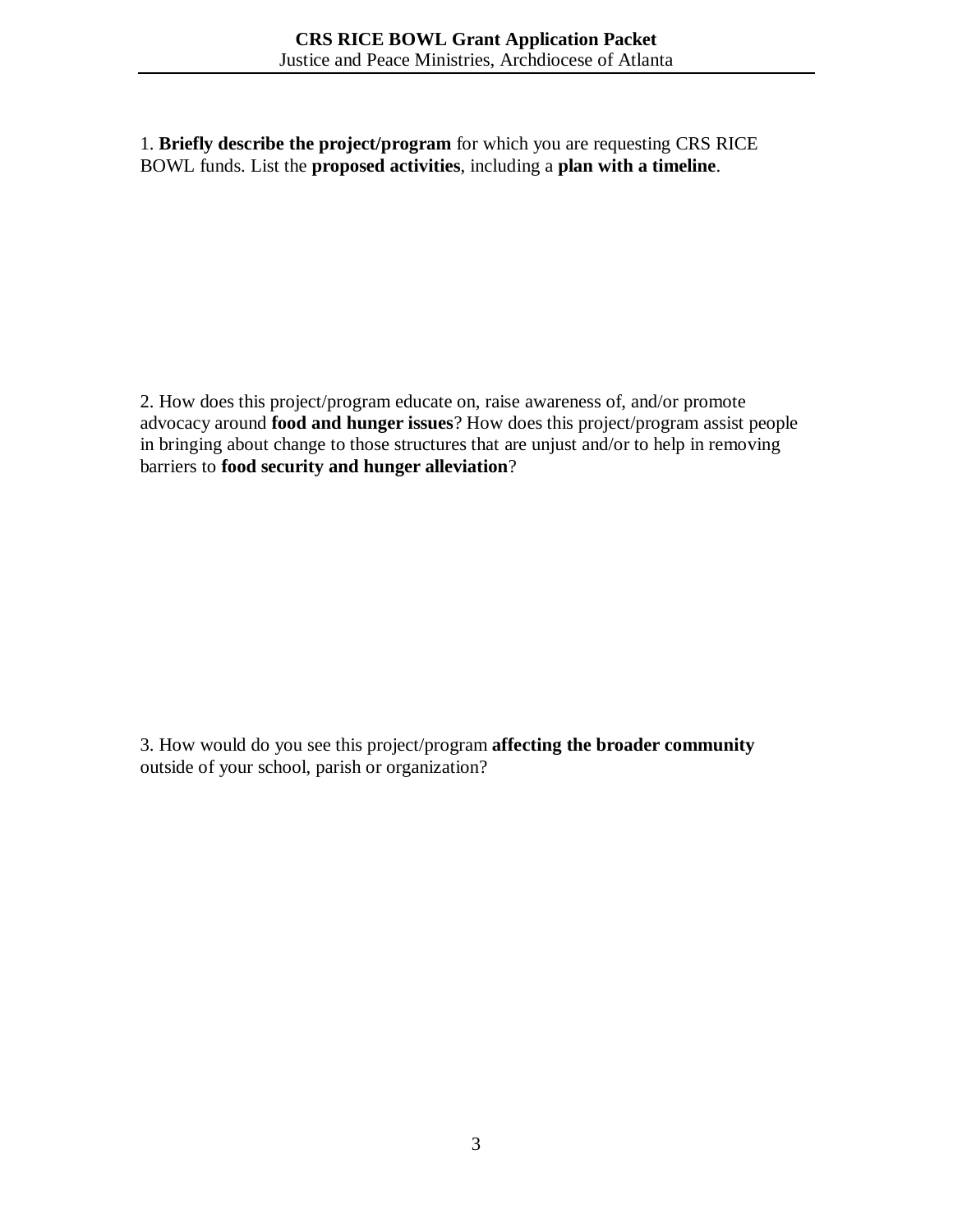1. **Briefly describe the project/program** for which you are requesting CRS RICE BOWL funds. List the **proposed activities**, including a **plan with a timeline**.

2. How does this project/program educate on, raise awareness of, and/or promote advocacy around **food and hunger issues**? How does this project/program assist people in bringing about change to those structures that are unjust and/or to help in removing barriers to **food security and hunger alleviation**?

3. How would do you see this project/program **affecting the broader community** outside of your school, parish or organization?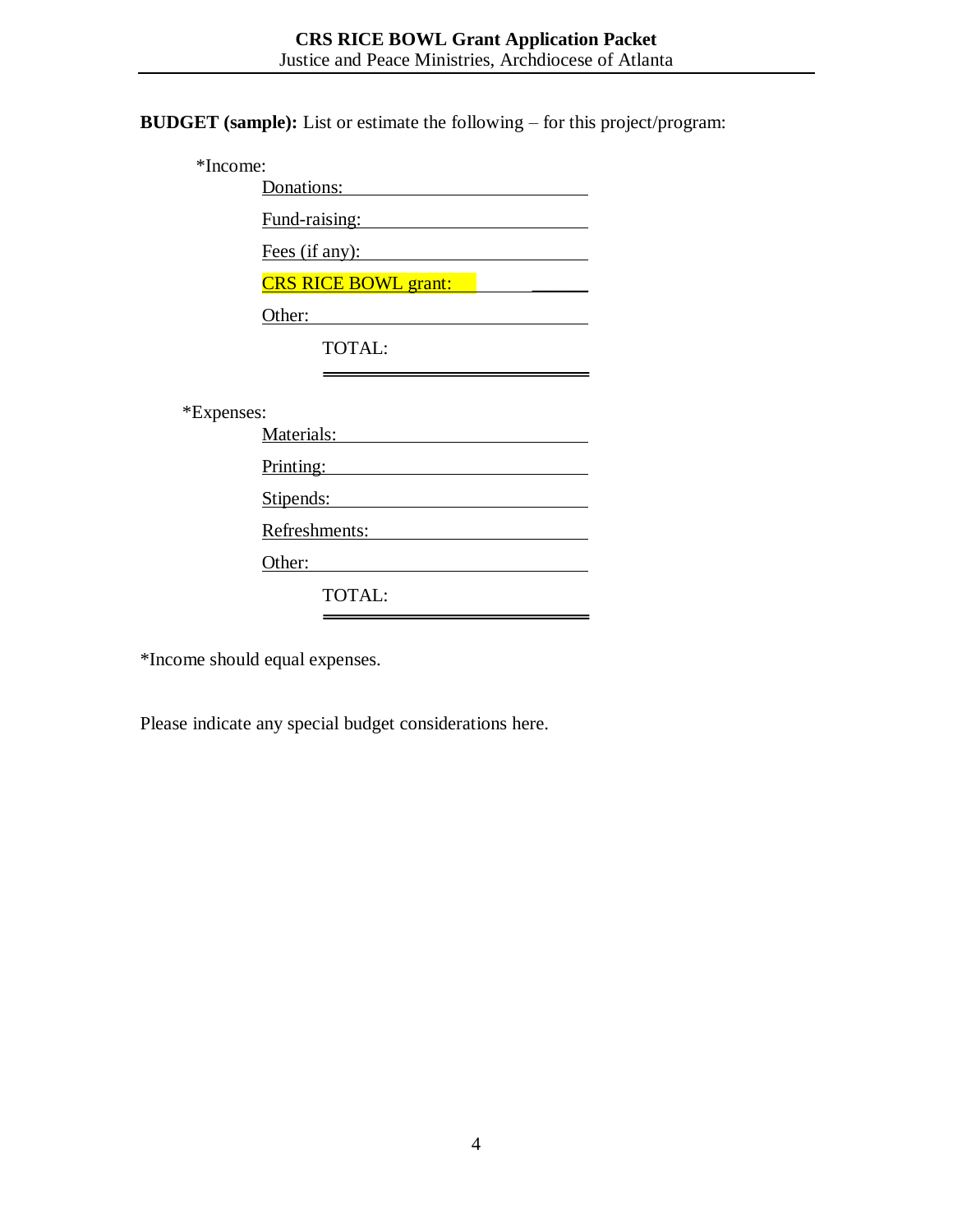**BUDGET (sample):** List or estimate the following – for this project/program:

*Income:

- Donations: ____________________
- Fund-raising: ____________________
- Fees (if any): ____________________
- CRS RICE BOWL grant: ____________________
- Other: ____________________

TOTAL: ____________________

*Expenses:

- Materials: ____________________
- Printing: ____________________
- Stipends: ____________________
- Refreshments: ____________________
- Other: ____________________

TOTAL: ____________________

*Income should equal expenses.

Please indicate any special budget considerations here.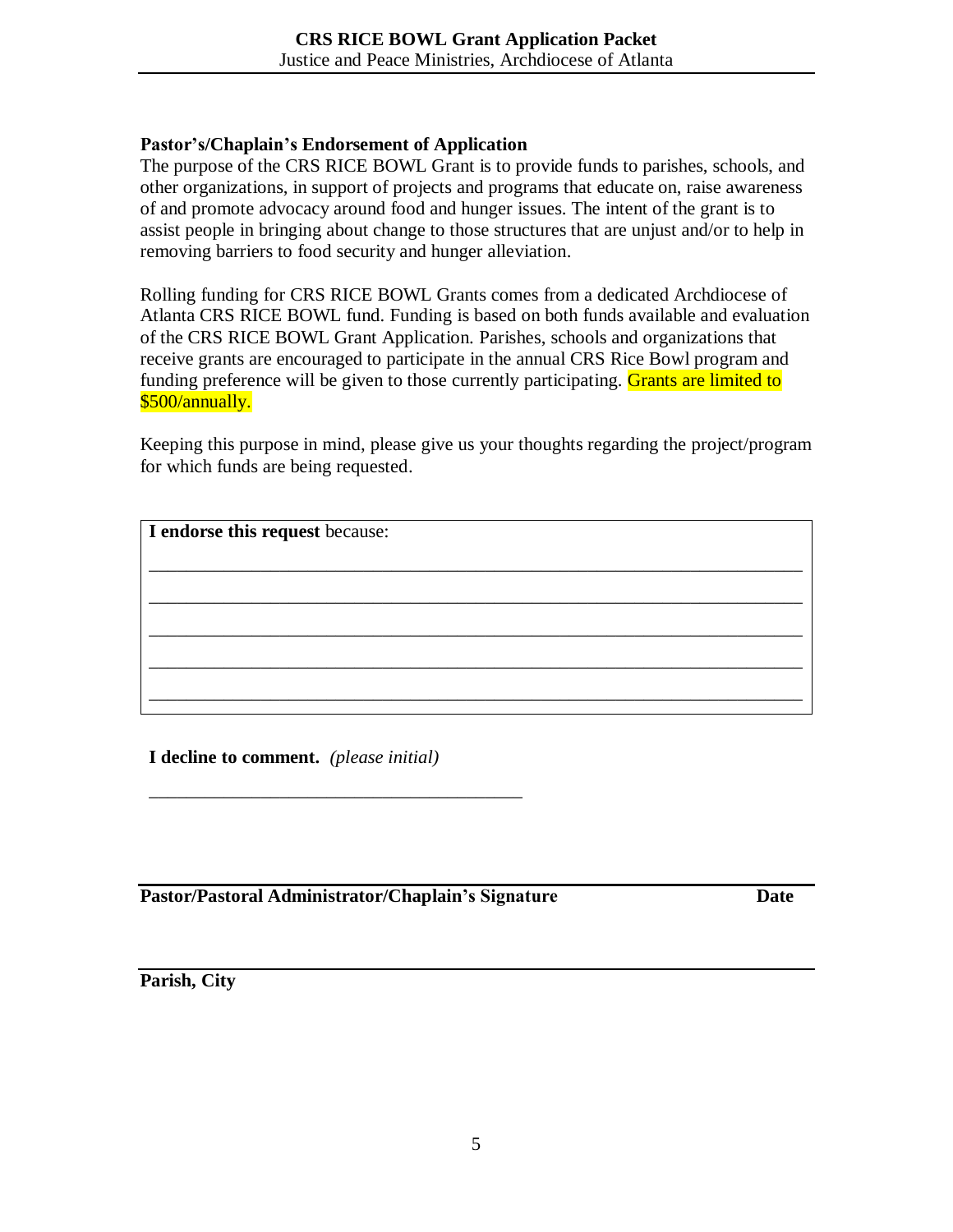**Pastor's/Chaplain's Endorsement of Application**

The purpose of the CRS RICE BOWL Grant is to provide funds to parishes, schools, and other organizations, in support of projects and programs that educate on, raise awareness of and promote advocacy around food and hunger issues. The intent of the grant is to assist people in bringing about change to those structures that are unjust and/or to help in removing barriers to food security and hunger alleviation.

Rolling funding for CRS RICE BOWL Grants comes from a dedicated Archdiocese of Atlanta CRS RICE BOWL fund. Funding is based on both funds available and evaluation of the CRS RICE BOWL Grant Application. Parishes, schools and organizations that receive grants are encouraged to participate in the annual CRS Rice Bowl program and funding preference will be given to those currently participating. Grants are limited to $500/annually.

Keeping this purpose in mind, please give us your thoughts regarding the project/program for which funds are being requested.

**I endorse this request** because:

_______________________________________________________________________

_______________________________________________________________________

_______________________________________________________________________

_______________________________________________________________________

_______________________________________________________________________

**I decline to comment.** *(please initial)*

________________________________________

**Pastor/Pastoral Administrator/Chaplain's Signature** **Date**

**Parish, City**